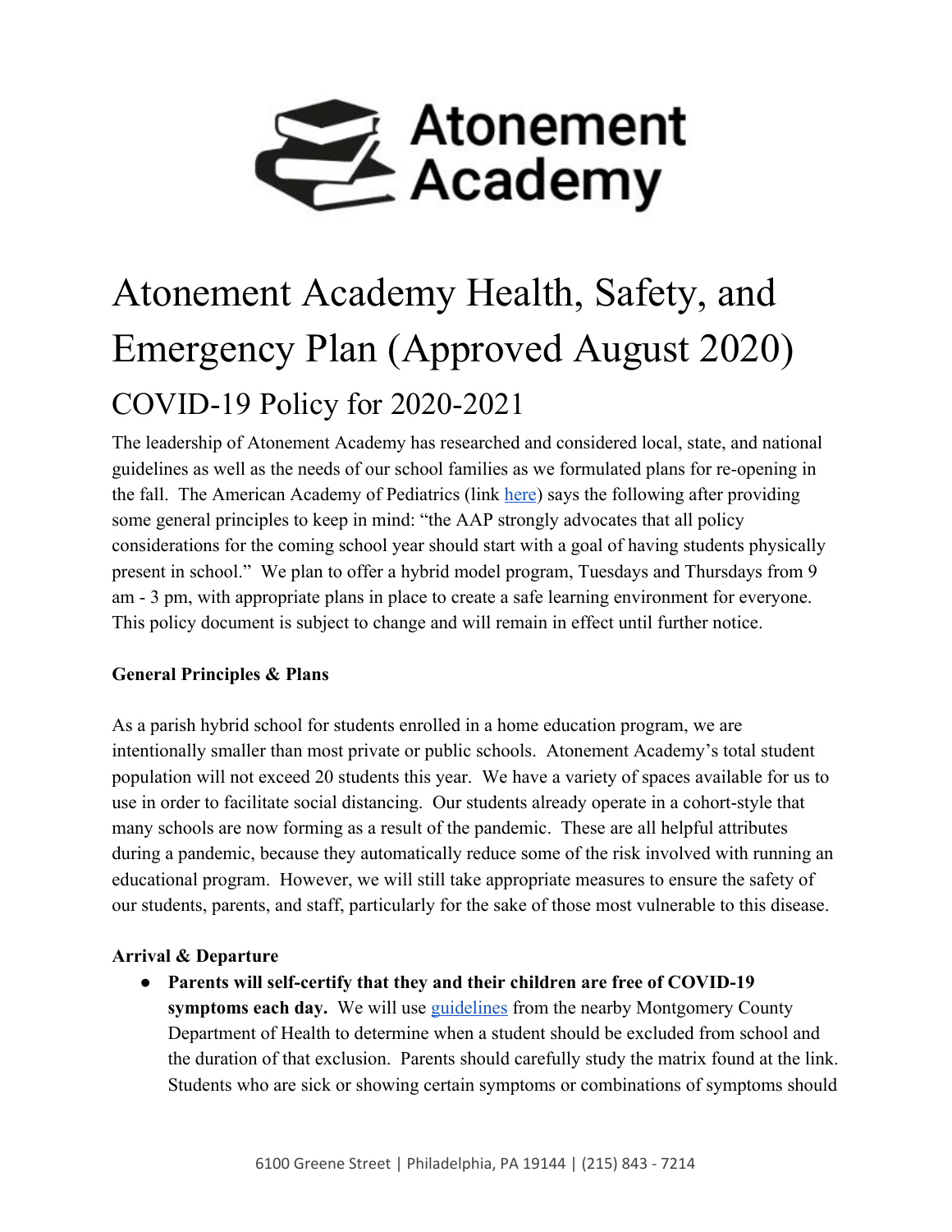Atonement Academy

# Atonement Academy Health, Safety, and Emergency Plan (Approved August 2020)

## COVID-19 Policy for 2020-2021

The leadership of Atonement Academy has researched and considered local, state, and national guidelines as well as the needs of our school families as we formulated plans for re-opening in the fall. The American Academy of Pediatrics (link here) says the following after providing some general principles to keep in mind: "the AAP strongly advocates that all policy considerations for the coming school year should start with a goal of having students physically present in school." We plan to offer a hybrid model program, Tuesdays and Thursdays from 9 am - 3 pm, with appropriate plans in place to create a safe learning environment for everyone. This policy document is subject to change and will remain in effect until further notice.

**General Principles & Plans**

As a parish hybrid school for students enrolled in a home education program, we are intentionally smaller than most private or public schools. Atonement Academy's total student population will not exceed 20 students this year. We have a variety of spaces available for us to use in order to facilitate social distancing. Our students already operate in a cohort-style that many schools are now forming as a result of the pandemic. These are all helpful attributes during a pandemic, because they automatically reduce some of the risk involved with running an educational program. However, we will still take appropriate measures to ensure the safety of our students, parents, and staff, particularly for the sake of those most vulnerable to this disease.

**Arrival & Departure**

- **Parents will self-certify that they and their children are free of COVID-19 symptoms each day.** We will use guidelines from the nearby Montgomery County Department of Health to determine when a student should be excluded from school and the duration of that exclusion. Parents should carefully study the matrix found at the link. Students who are sick or showing certain symptoms or combinations of symptoms should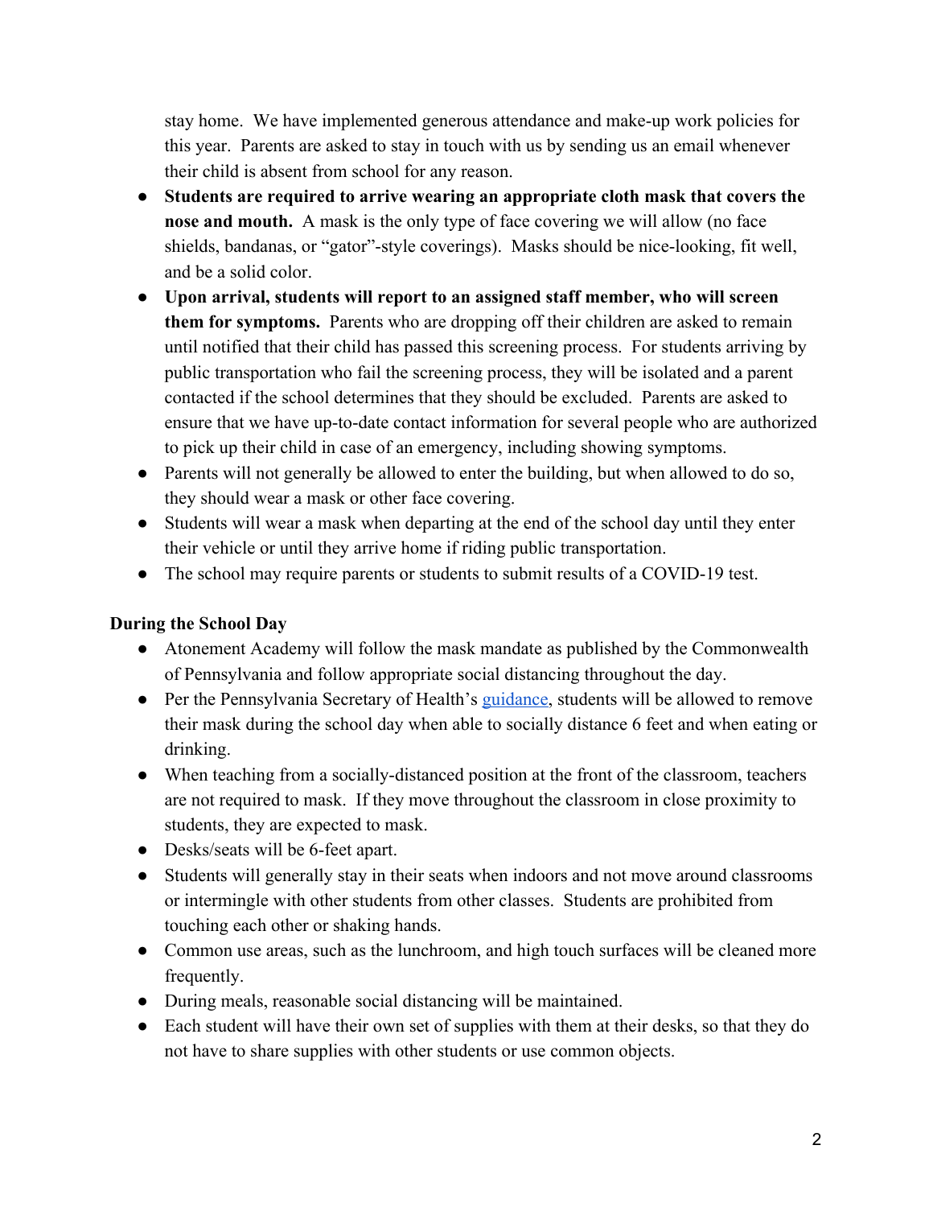stay home. We have implemented generous attendance and make-up work policies for this year. Parents are asked to stay in touch with us by sending us an email whenever their child is absent from school for any reason.

- **Students are required to arrive wearing an appropriate cloth mask that covers the nose and mouth.** A mask is the only type of face covering we will allow (no face shields, bandanas, or "gator"-style coverings). Masks should be nice-looking, fit well, and be a solid color.
- **Upon arrival, students will report to an assigned staff member, who will screen them for symptoms.** Parents who are dropping off their children are asked to remain until notified that their child has passed this screening process. For students arriving by public transportation who fail the screening process, they will be isolated and a parent contacted if the school determines that they should be excluded. Parents are asked to ensure that we have up-to-date contact information for several people who are authorized to pick up their child in case of an emergency, including showing symptoms.
- Parents will not generally be allowed to enter the building, but when allowed to do so, they should wear a mask or other face covering.
- Students will wear a mask when departing at the end of the school day until they enter their vehicle or until they arrive home if riding public transportation.
- The school may require parents or students to submit results of a COVID-19 test.

**During the School Day**

- Atonement Academy will follow the mask mandate as published by the Commonwealth of Pennsylvania and follow appropriate social distancing throughout the day.
- Per the Pennsylvania Secretary of Health's guidance, students will be allowed to remove their mask during the school day when able to socially distance 6 feet and when eating or drinking.
- When teaching from a socially-distanced position at the front of the classroom, teachers are not required to mask. If they move throughout the classroom in close proximity to students, they are expected to mask.
- Desks/seats will be 6-feet apart.
- Students will generally stay in their seats when indoors and not move around classrooms or intermingle with other students from other classes. Students are prohibited from touching each other or shaking hands.
- Common use areas, such as the lunchroom, and high touch surfaces will be cleaned more frequently.
- During meals, reasonable social distancing will be maintained.
- Each student will have their own set of supplies with them at their desks, so that they do not have to share supplies with other students or use common objects.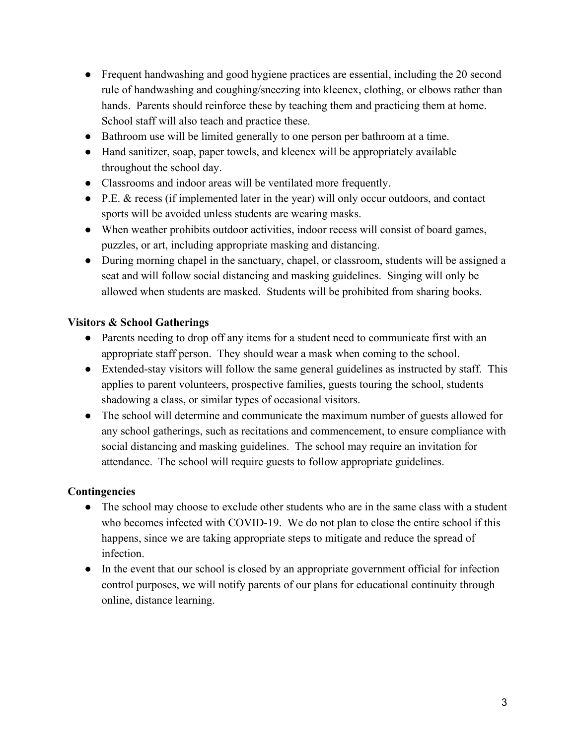- Frequent handwashing and good hygiene practices are essential, including the 20 second rule of handwashing and coughing/sneezing into kleenex, clothing, or elbows rather than hands. Parents should reinforce these by teaching them and practicing them at home. School staff will also teach and practice these.
- Bathroom use will be limited generally to one person per bathroom at a time.
- Hand sanitizer, soap, paper towels, and kleenex will be appropriately available throughout the school day.
- Classrooms and indoor areas will be ventilated more frequently.
- P.E. & recess (if implemented later in the year) will only occur outdoors, and contact sports will be avoided unless students are wearing masks.
- When weather prohibits outdoor activities, indoor recess will consist of board games, puzzles, or art, including appropriate masking and distancing.
- During morning chapel in the sanctuary, chapel, or classroom, students will be assigned a seat and will follow social distancing and masking guidelines. Singing will only be allowed when students are masked. Students will be prohibited from sharing books.

**Visitors & School Gatherings**

- Parents needing to drop off any items for a student need to communicate first with an appropriate staff person. They should wear a mask when coming to the school.
- Extended-stay visitors will follow the same general guidelines as instructed by staff. This applies to parent volunteers, prospective families, guests touring the school, students shadowing a class, or similar types of occasional visitors.
- The school will determine and communicate the maximum number of guests allowed for any school gatherings, such as recitations and commencement, to ensure compliance with social distancing and masking guidelines. The school may require an invitation for attendance. The school will require guests to follow appropriate guidelines.

**Contingencies**

- The school may choose to exclude other students who are in the same class with a student who becomes infected with COVID-19. We do not plan to close the entire school if this happens, since we are taking appropriate steps to mitigate and reduce the spread of infection.
- In the event that our school is closed by an appropriate government official for infection control purposes, we will notify parents of our plans for educational continuity through online, distance learning.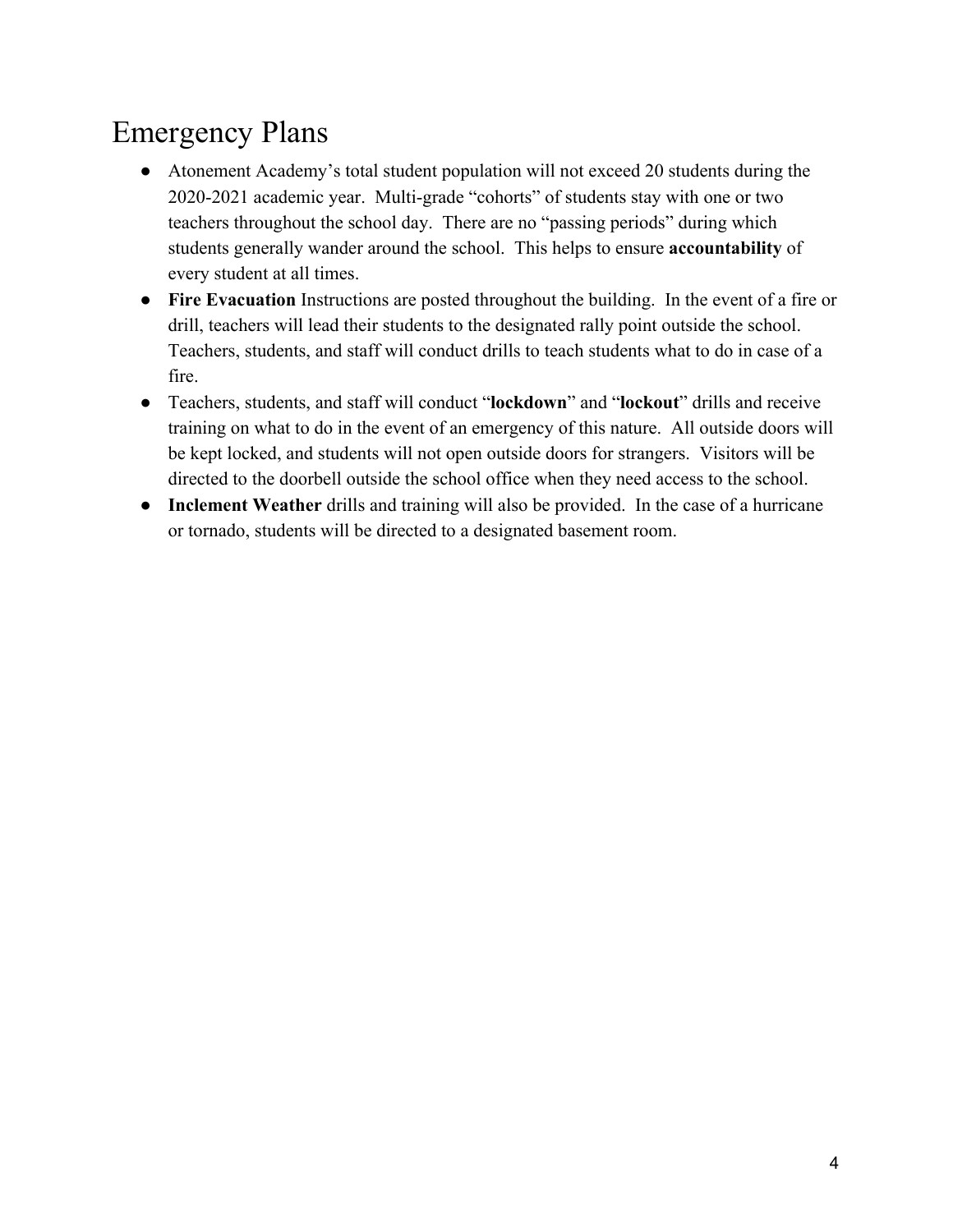# Emergency Plans

- Atonement Academy's total student population will not exceed 20 students during the 2020-2021 academic year. Multi-grade "cohorts" of students stay with one or two teachers throughout the school day. There are no "passing periods" during which students generally wander around the school. This helps to ensure **accountability** of every student at all times.
- **Fire Evacuation** Instructions are posted throughout the building. In the event of a fire or drill, teachers will lead their students to the designated rally point outside the school. Teachers, students, and staff will conduct drills to teach students what to do in case of a fire.
- Teachers, students, and staff will conduct "**lockdown**" and "**lockout**" drills and receive training on what to do in the event of an emergency of this nature. All outside doors will be kept locked, and students will not open outside doors for strangers. Visitors will be directed to the doorbell outside the school office when they need access to the school.
- **Inclement Weather** drills and training will also be provided. In the case of a hurricane or tornado, students will be directed to a designated basement room.